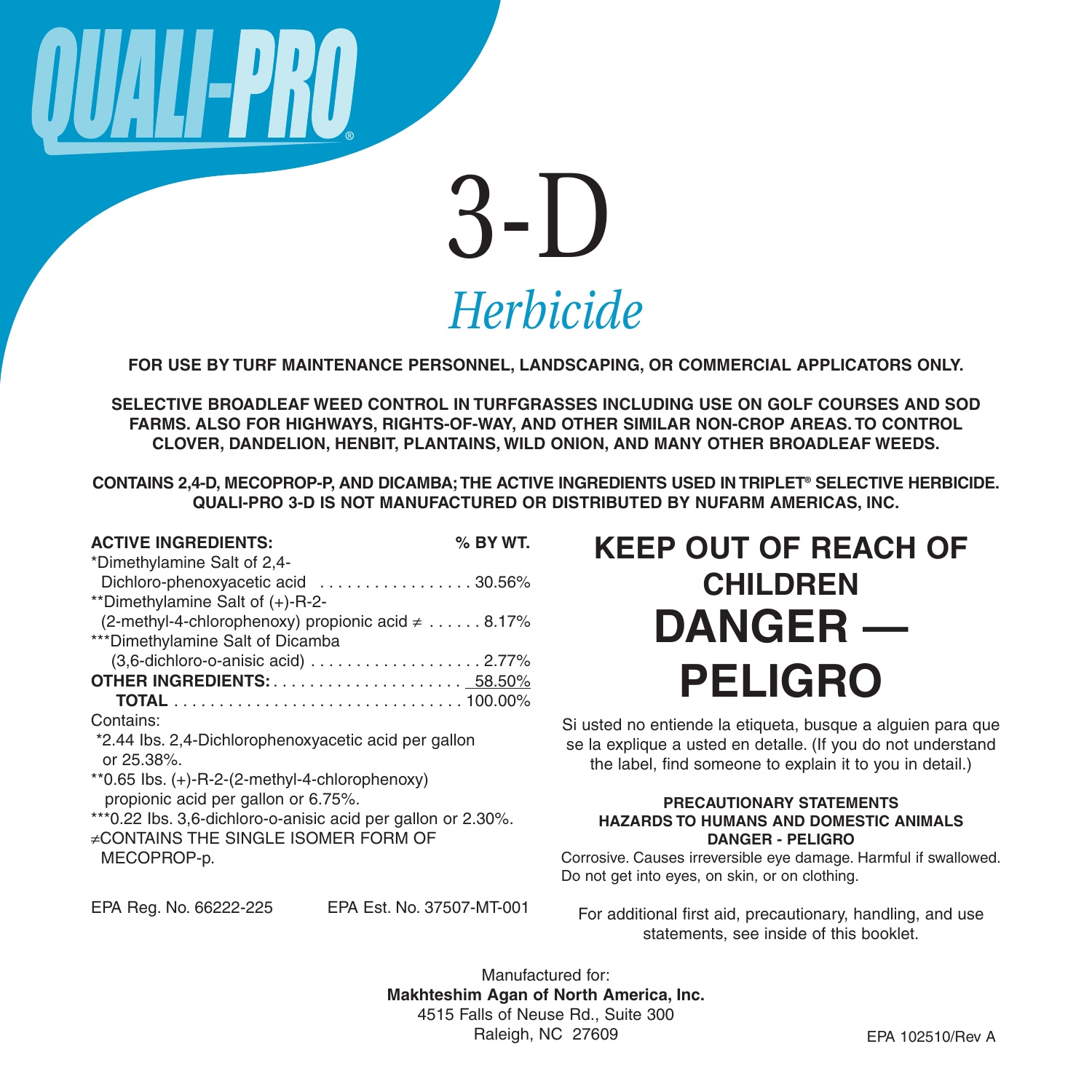# QUALI-PRO®

# 3-D

## *Herbicide*

**FOR USE BY TURF MAINTENANCE PERSONNEL, LANDSCAPING, OR COMMERCIAL APPLICATORS ONLY.**

**SELECTIVE BROADLEAF WEED CONTROL IN TURFGRASSES INCLUDING USE ON GOLF COURSES AND SOD FARMS. ALSO FOR HIGHWAYS, RIGHTS-OF-WAY, AND OTHER SIMILAR NON-CROP AREAS. TO CONTROL CLOVER, DANDELION, HENBIT, PLANTAINS, WILD ONION, AND MANY OTHER BROADLEAF WEEDS.**

**CONTAINS 2,4-D, MECOPROP-P, AND DICAMBA; THE ACTIVE INGREDIENTS USED IN TRIPLET® SELECTIVE HERBICIDE. QUALI-PRO 3-D IS NOT MANUFACTURED OR DISTRIBUTED BY NUFARM AMERICAS, INC.**

| **ACTIVE INGREDIENTS:** | **% BY WT.** |
|---|---|
| *Dimethylamine Salt of 2,4-Dichloro-phenoxyacetic acid | 30.56% |
| **Dimethylamine Salt of (+)-R-2-(2-methyl-4-chlorophenoxy) propionic acid ≠ | 8.17% |
| ***Dimethylamine Salt of Dicamba (3,6-dichloro-o-anisic acid) | 2.77% |
| **OTHER INGREDIENTS:** | 58.50% |
| **TOTAL** | 100.00% |

Contains:

*2.44 lbs. 2,4-Dichlorophenoxyacetic acid per gallon or 25.38%.

**0.65 lbs. (+)-R-2-(2-methyl-4-chlorophenoxy) propionic acid per gallon or 6.75%.

***0.22 lbs. 3,6-dichloro-o-anisic acid per gallon or 2.30%.

≠CONTAINS THE SINGLE ISOMER FORM OF MECOPROP-p.

EPA Reg. No. 66222-225 EPA Est. No. 37507-MT-001

# KEEP OUT OF REACH OF CHILDREN

# DANGER — PELIGRO

Si usted no entiende la etiqueta, busque a alguien para que se la explique a usted en detalle. (If you do not understand the label, find someone to explain it to you in detail.)

**PRECAUTIONARY STATEMENTS**
**HAZARDS TO HUMANS AND DOMESTIC ANIMALS**
**DANGER - PELIGRO**

Corrosive. Causes irreversible eye damage. Harmful if swallowed. Do not get into eyes, on skin, or on clothing.

For additional first aid, precautionary, handling, and use statements, see inside of this booklet.

Manufactured for:
**Makhteshim Agan of North America, Inc.**
4515 Falls of Neuse Rd., Suite 300
Raleigh, NC 27609

EPA 102510/Rev A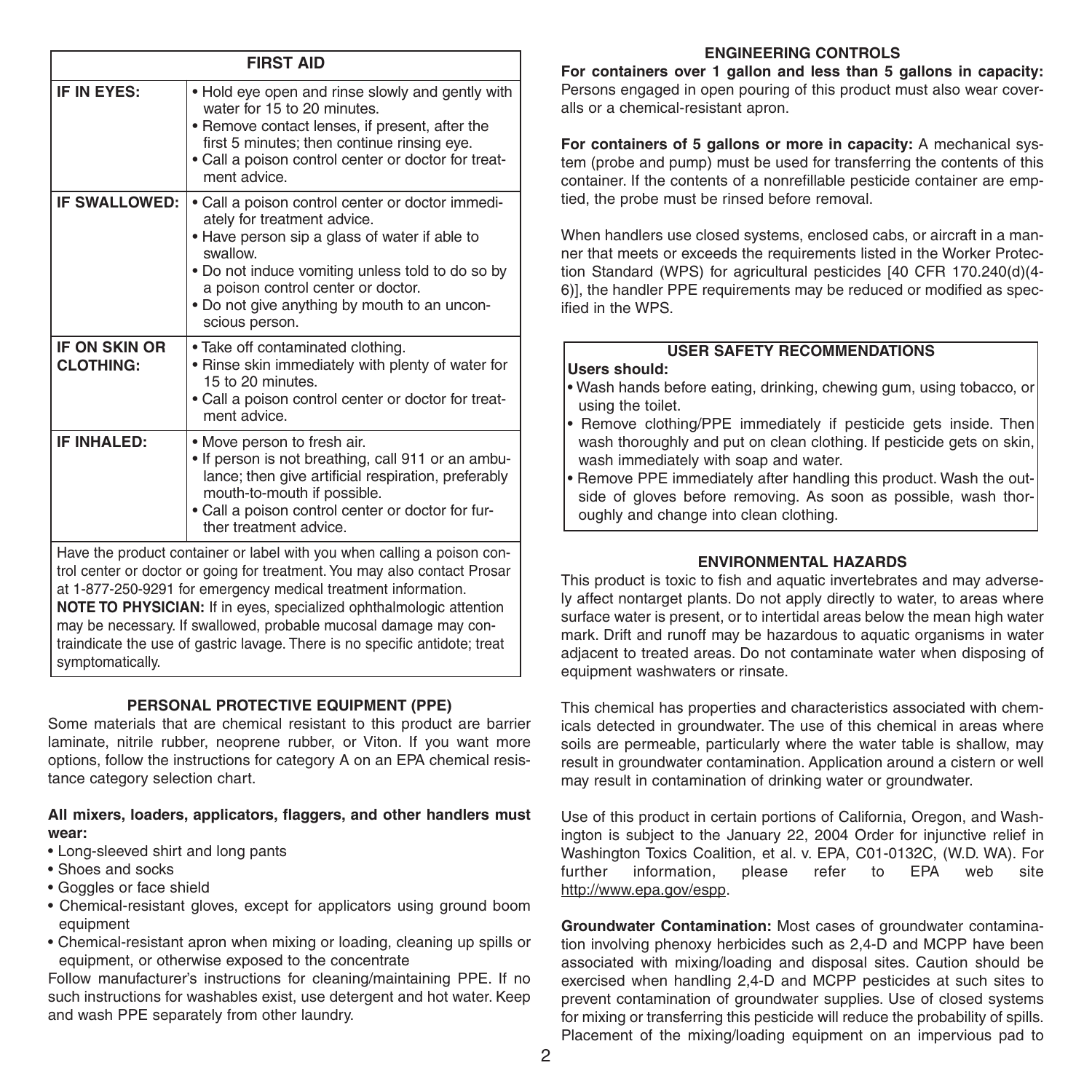## FIRST AID

| FIRST AID | |
|---|---|
| **IF IN EYES:** | • Hold eye open and rinse slowly and gently with water for 15 to 20 minutes.<br>• Remove contact lenses, if present, after the first 5 minutes; then continue rinsing eye.<br>• Call a poison control center or doctor for treatment advice. |
| **IF SWALLOWED:** | • Call a poison control center or doctor immediately for treatment advice.<br>• Have person sip a glass of water if able to swallow.<br>• Do not induce vomiting unless told to do so by a poison control center or doctor.<br>• Do not give anything by mouth to an unconscious person. |
| **IF ON SKIN OR CLOTHING:** | • Take off contaminated clothing.<br>• Rinse skin immediately with plenty of water for 15 to 20 minutes.<br>• Call a poison control center or doctor for treatment advice. |
| **IF INHALED:** | • Move person to fresh air.<br>• If person is not breathing, call 911 or an ambulance; then give artificial respiration, preferably mouth-to-mouth if possible.<br>• Call a poison control center or doctor for further treatment advice. |

Have the product container or label with you when calling a poison control center or doctor or going for treatment. You may also contact Prosar at 1-877-250-9291 for emergency medical treatment information.

**NOTE TO PHYSICIAN:** If in eyes, specialized ophthalmologic attention may be necessary. If swallowed, probable mucosal damage may contraindicate the use of gastric lavage. There is no specific antidote; treat symptomatically.

## PERSONAL PROTECTIVE EQUIPMENT (PPE)

Some materials that are chemical resistant to this product are barrier laminate, nitrile rubber, neoprene rubber, or Viton. If you want more options, follow the instructions for category A on an EPA chemical resistance category selection chart.

**All mixers, loaders, applicators, flaggers, and other handlers must wear:**

- Long-sleeved shirt and long pants
- Shoes and socks
- Goggles or face shield
- Chemical-resistant gloves, except for applicators using ground boom equipment
- Chemical-resistant apron when mixing or loading, cleaning up spills or equipment, or otherwise exposed to the concentrate

Follow manufacturer's instructions for cleaning/maintaining PPE. If no such instructions for washables exist, use detergent and hot water. Keep and wash PPE separately from other laundry.

## ENGINEERING CONTROLS

**For containers over 1 gallon and less than 5 gallons in capacity:** Persons engaged in open pouring of this product must also wear coveralls or a chemical-resistant apron.

**For containers of 5 gallons or more in capacity:** A mechanical system (probe and pump) must be used for transferring the contents of this container. If the contents of a nonrefillable pesticide container are emptied, the probe must be rinsed before removal.

When handlers use closed systems, enclosed cabs, or aircraft in a manner that meets or exceeds the requirements listed in the Worker Protection Standard (WPS) for agricultural pesticides [40 CFR 170.240(d)(4-6)], the handler PPE requirements may be reduced or modified as specified in the WPS.

### USER SAFETY RECOMMENDATIONS

**Users should:**

- Wash hands before eating, drinking, chewing gum, using tobacco, or using the toilet.
- Remove clothing/PPE immediately if pesticide gets inside. Then wash thoroughly and put on clean clothing. If pesticide gets on skin, wash immediately with soap and water.
- Remove PPE immediately after handling this product. Wash the outside of gloves before removing. As soon as possible, wash thoroughly and change into clean clothing.

## ENVIRONMENTAL HAZARDS

This product is toxic to fish and aquatic invertebrates and may adversely affect nontarget plants. Do not apply directly to water, to areas where surface water is present, or to intertidal areas below the mean high water mark. Drift and runoff may be hazardous to aquatic organisms in water adjacent to treated areas. Do not contaminate water when disposing of equipment washwaters or rinsate.

This chemical has properties and characteristics associated with chemicals detected in groundwater. The use of this chemical in areas where soils are permeable, particularly where the water table is shallow, may result in groundwater contamination. Application around a cistern or well may result in contamination of drinking water or groundwater.

Use of this product in certain portions of California, Oregon, and Washington is subject to the January 22, 2004 Order for injunctive relief in Washington Toxics Coalition, et al. v. EPA, C01-0132C, (W.D. WA). For further information, please refer to EPA web site http://www.epa.gov/espp.

**Groundwater Contamination:** Most cases of groundwater contamination involving phenoxy herbicides such as 2,4-D and MCPP have been associated with mixing/loading and disposal sites. Caution should be exercised when handling 2,4-D and MCPP pesticides at such sites to prevent contamination of groundwater supplies. Use of closed systems for mixing or transferring this pesticide will reduce the probability of spills. Placement of the mixing/loading equipment on an impervious pad to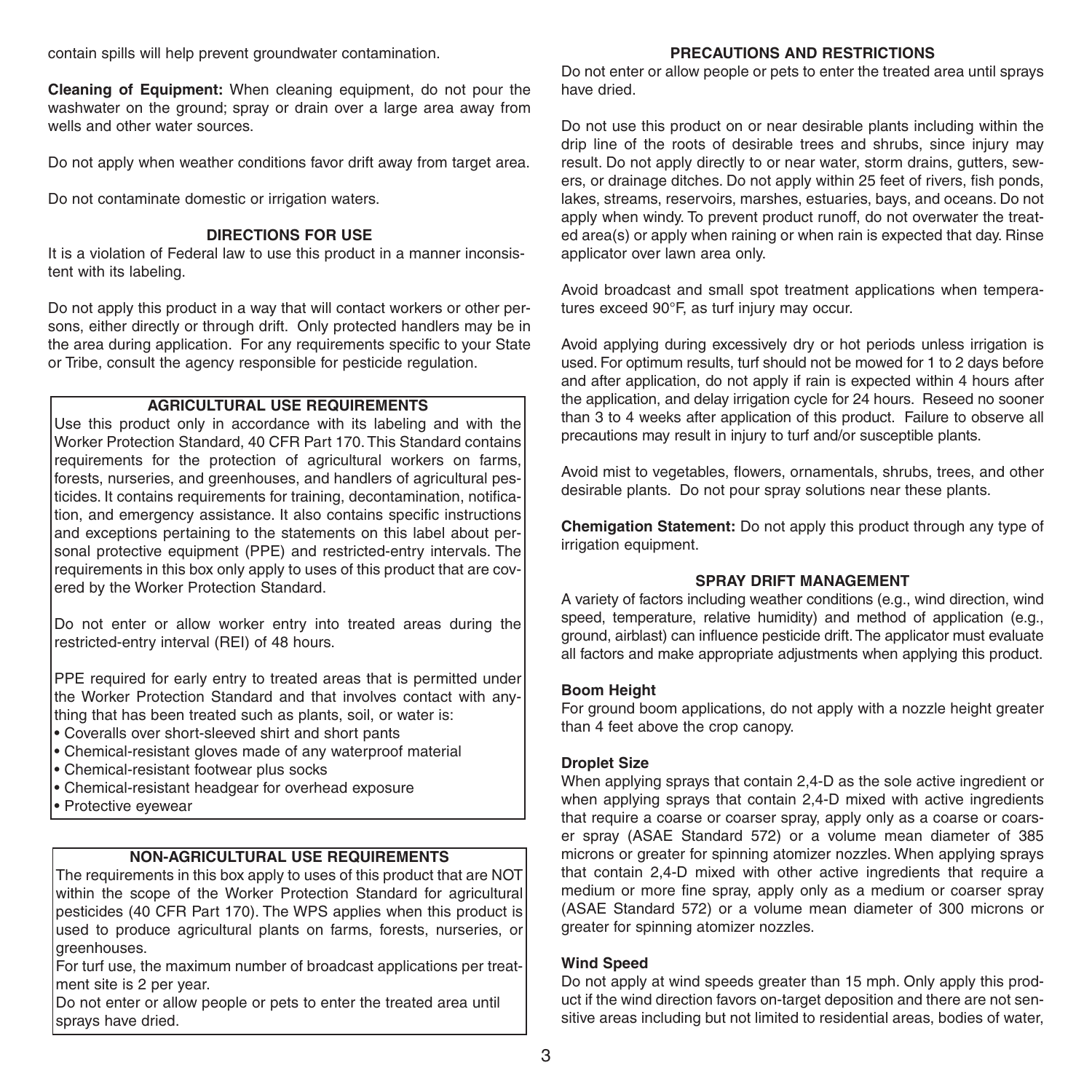contain spills will help prevent groundwater contamination.

**Cleaning of Equipment:** When cleaning equipment, do not pour the washwater on the ground; spray or drain over a large area away from wells and other water sources.

Do not apply when weather conditions favor drift away from target area.

Do not contaminate domestic or irrigation waters.

## DIRECTIONS FOR USE

It is a violation of Federal law to use this product in a manner inconsistent with its labeling.

Do not apply this product in a way that will contact workers or other persons, either directly or through drift. Only protected handlers may be in the area during application. For any requirements specific to your State or Tribe, consult the agency responsible for pesticide regulation.

### AGRICULTURAL USE REQUIREMENTS

Use this product only in accordance with its labeling and with the Worker Protection Standard, 40 CFR Part 170. This Standard contains requirements for the protection of agricultural workers on farms, forests, nurseries, and greenhouses, and handlers of agricultural pesticides. It contains requirements for training, decontamination, notification, and emergency assistance. It also contains specific instructions and exceptions pertaining to the statements on this label about personal protective equipment (PPE) and restricted-entry intervals. The requirements in this box only apply to uses of this product that are covered by the Worker Protection Standard.

Do not enter or allow worker entry into treated areas during the restricted-entry interval (REI) of 48 hours.

PPE required for early entry to treated areas that is permitted under the Worker Protection Standard and that involves contact with anything that has been treated such as plants, soil, or water is:

- Coveralls over short-sleeved shirt and short pants
- Chemical-resistant gloves made of any waterproof material
- Chemical-resistant footwear plus socks
- Chemical-resistant headgear for overhead exposure
- Protective eyewear

### NON-AGRICULTURAL USE REQUIREMENTS

The requirements in this box apply to uses of this product that are NOT within the scope of the Worker Protection Standard for agricultural pesticides (40 CFR Part 170). The WPS applies when this product is used to produce agricultural plants on farms, forests, nurseries, or greenhouses.

For turf use, the maximum number of broadcast applications per treatment site is 2 per year.

Do not enter or allow people or pets to enter the treated area until sprays have dried.

### PRECAUTIONS AND RESTRICTIONS

Do not enter or allow people or pets to enter the treated area until sprays have dried.

Do not use this product on or near desirable plants including within the drip line of the roots of desirable trees and shrubs, since injury may result. Do not apply directly to or near water, storm drains, gutters, sewers, or drainage ditches. Do not apply within 25 feet of rivers, fish ponds, lakes, streams, reservoirs, marshes, estuaries, bays, and oceans. Do not apply when windy. To prevent product runoff, do not overwater the treated area(s) or apply when raining or when rain is expected that day. Rinse applicator over lawn area only.

Avoid broadcast and small spot treatment applications when temperatures exceed 90°F, as turf injury may occur.

Avoid applying during excessively dry or hot periods unless irrigation is used. For optimum results, turf should not be mowed for 1 to 2 days before and after application, do not apply if rain is expected within 4 hours after the application, and delay irrigation cycle for 24 hours. Reseed no sooner than 3 to 4 weeks after application of this product. Failure to observe all precautions may result in injury to turf and/or susceptible plants.

Avoid mist to vegetables, flowers, ornamentals, shrubs, trees, and other desirable plants. Do not pour spray solutions near these plants.

**Chemigation Statement:** Do not apply this product through any type of irrigation equipment.

### SPRAY DRIFT MANAGEMENT

A variety of factors including weather conditions (e.g., wind direction, wind speed, temperature, relative humidity) and method of application (e.g., ground, airblast) can influence pesticide drift. The applicator must evaluate all factors and make appropriate adjustments when applying this product.

**Boom Height**

For ground boom applications, do not apply with a nozzle height greater than 4 feet above the crop canopy.

**Droplet Size**

When applying sprays that contain 2,4-D as the sole active ingredient or when applying sprays that contain 2,4-D mixed with active ingredients that require a coarse or coarser spray, apply only as a coarse or coarser spray (ASAE Standard 572) or a volume mean diameter of 385 microns or greater for spinning atomizer nozzles. When applying sprays that contain 2,4-D mixed with other active ingredients that require a medium or more fine spray, apply only as a medium or coarser spray (ASAE Standard 572) or a volume mean diameter of 300 microns or greater for spinning atomizer nozzles.

**Wind Speed**

Do not apply at wind speeds greater than 15 mph. Only apply this product if the wind direction favors on-target deposition and there are not sensitive areas including but not limited to residential areas, bodies of water,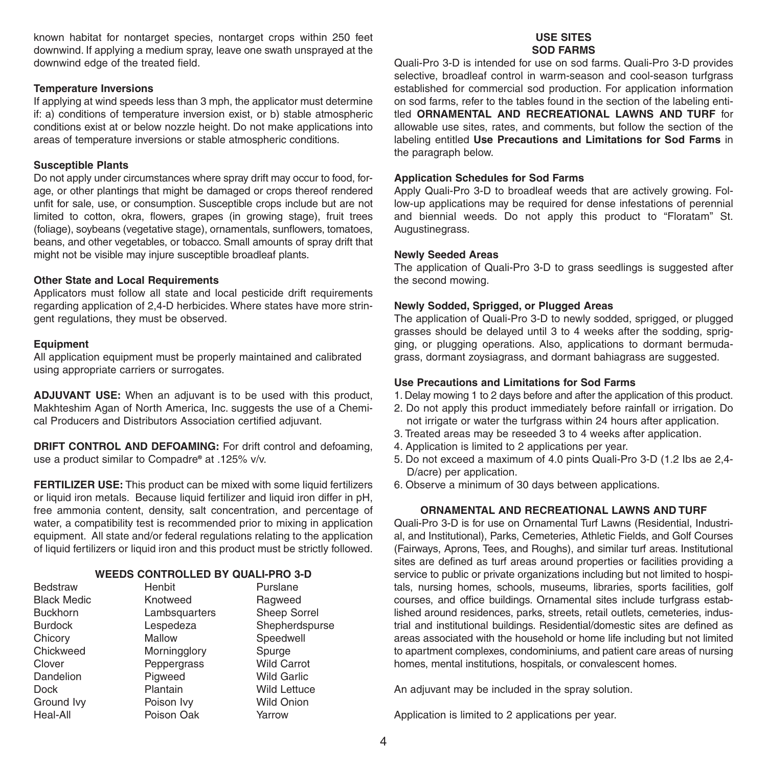known habitat for nontarget species, nontarget crops within 250 feet downwind. If applying a medium spray, leave one swath unsprayed at the downwind edge of the treated field.

**Temperature Inversions**

If applying at wind speeds less than 3 mph, the applicator must determine if: a) conditions of temperature inversion exist, or b) stable atmospheric conditions exist at or below nozzle height. Do not make applications into areas of temperature inversions or stable atmospheric conditions.

**Susceptible Plants**

Do not apply under circumstances where spray drift may occur to food, forage, or other plantings that might be damaged or crops thereof rendered unfit for sale, use, or consumption. Susceptible crops include but are not limited to cotton, okra, flowers, grapes (in growing stage), fruit trees (foliage), soybeans (vegetative stage), ornamentals, sunflowers, tomatoes, beans, and other vegetables, or tobacco. Small amounts of spray drift that might not be visible may injure susceptible broadleaf plants.

**Other State and Local Requirements**

Applicators must follow all state and local pesticide drift requirements regarding application of 2,4-D herbicides. Where states have more stringent regulations, they must be observed.

**Equipment**

All application equipment must be properly maintained and calibrated using appropriate carriers or surrogates.

**ADJUVANT USE:** When an adjuvant is to be used with this product, Makhteshim Agan of North America, Inc. suggests the use of a Chemical Producers and Distributors Association certified adjuvant.

**DRIFT CONTROL AND DEFOAMING:** For drift control and defoaming, use a product similar to Compadre® at .125% v/v.

**FERTILIZER USE:** This product can be mixed with some liquid fertilizers or liquid iron metals. Because liquid fertilizer and liquid iron differ in pH, free ammonia content, density, salt concentration, and percentage of water, a compatibility test is recommended prior to mixing in application equipment. All state and/or federal regulations relating to the application of liquid fertilizers or liquid iron and this product must be strictly followed.

### WEEDS CONTROLLED BY QUALI-PRO 3-D

| | | |
|---|---|---|
| Bedstraw | Henbit | Purslane |
| Black Medic | Knotweed | Ragweed |
| Buckhorn | Lambsquarters | Sheep Sorrel |
| Burdock | Lespedeza | Shepherdspurse |
| Chicory | Mallow | Speedwell |
| Chickweed | Morningglory | Spurge |
| Clover | Peppergrass | Wild Carrot |
| Dandelion | Pigweed | Wild Garlic |
| Dock | Plantain | Wild Lettuce |
| Ground Ivy | Poison Ivy | Wild Onion |
| Heal-All | Poison Oak | Yarrow |

## USE SITES

### SOD FARMS

Quali-Pro 3-D is intended for use on sod farms. Quali-Pro 3-D provides selective, broadleaf control in warm-season and cool-season turfgrass established for commercial sod production. For application information on sod farms, refer to the tables found in the section of the labeling entitled **ORNAMENTAL AND RECREATIONAL LAWNS AND TURF** for allowable use sites, rates, and comments, but follow the section of the labeling entitled **Use Precautions and Limitations for Sod Farms** in the paragraph below.

**Application Schedules for Sod Farms**

Apply Quali-Pro 3-D to broadleaf weeds that are actively growing. Follow-up applications may be required for dense infestations of perennial and biennial weeds. Do not apply this product to "Floratam" St. Augustinegrass.

**Newly Seeded Areas**

The application of Quali-Pro 3-D to grass seedlings is suggested after the second mowing.

**Newly Sodded, Sprigged, or Plugged Areas**

The application of Quali-Pro 3-D to newly sodded, sprigged, or plugged grasses should be delayed until 3 to 4 weeks after the sodding, sprigging, or plugging operations. Also, applications to dormant bermudagrass, dormant zoysiagrass, and dormant bahiagrass are suggested.

**Use Precautions and Limitations for Sod Farms**

1. Delay mowing 1 to 2 days before and after the application of this product.
2. Do not apply this product immediately before rainfall or irrigation. Do not irrigate or water the turfgrass within 24 hours after application.
3. Treated areas may be reseeded 3 to 4 weeks after application.
4. Application is limited to 2 applications per year.
5. Do not exceed a maximum of 4.0 pints Quali-Pro 3-D (1.2 lbs ae 2,4-D/acre) per application.
6. Observe a minimum of 30 days between applications.

### ORNAMENTAL AND RECREATIONAL LAWNS AND TURF

Quali-Pro 3-D is for use on Ornamental Turf Lawns (Residential, Industrial, and Institutional), Parks, Cemeteries, Athletic Fields, and Golf Courses (Fairways, Aprons, Tees, and Roughs), and similar turf areas. Institutional sites are defined as turf areas around properties or facilities providing a service to public or private organizations including but not limited to hospitals, nursing homes, schools, museums, libraries, sports facilities, golf courses, and office buildings. Ornamental sites include turfgrass established around residences, parks, streets, retail outlets, cemeteries, industrial and institutional buildings. Residential/domestic sites are defined as areas associated with the household or home life including but not limited to apartment complexes, condominiums, and patient care areas of nursing homes, mental institutions, hospitals, or convalescent homes.

An adjuvant may be included in the spray solution.

Application is limited to 2 applications per year.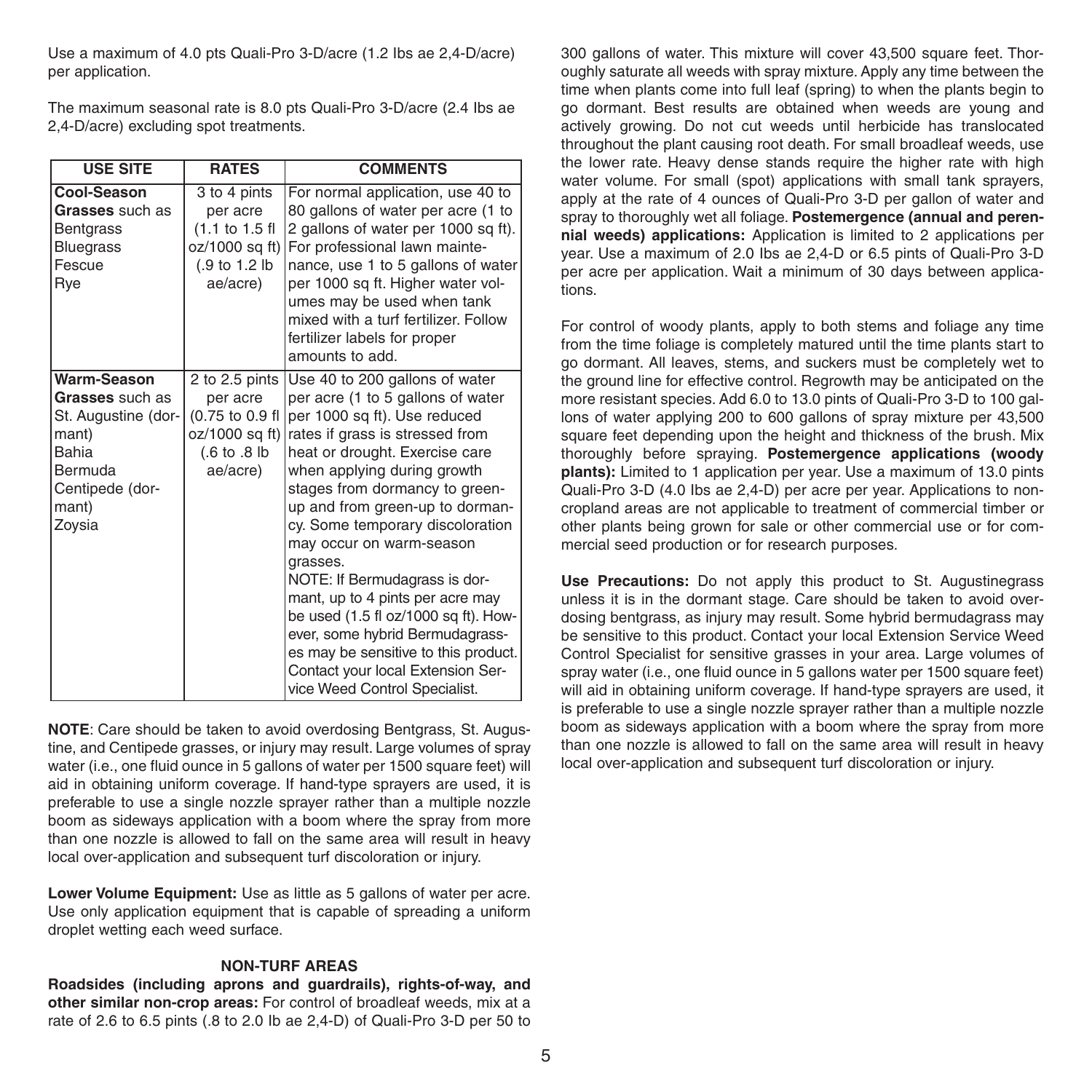Use a maximum of 4.0 pts Quali-Pro 3-D/acre (1.2 lbs ae 2,4-D/acre) per application.

The maximum seasonal rate is 8.0 pts Quali-Pro 3-D/acre (2.4 lbs ae 2,4-D/acre) excluding spot treatments.

| USE SITE | RATES | COMMENTS |
|---|---|---|
| **Cool-Season Grasses** such as Bentgrass Bluegrass Fescue Rye | 3 to 4 pints per acre (1.1 to 1.5 fl oz/1000 sq ft) (.9 to 1.2 lb ae/acre) | For normal application, use 40 to 80 gallons of water per acre (1 to 2 gallons of water per 1000 sq ft). For professional lawn maintenance, use 1 to 5 gallons of water per 1000 sq ft. Higher water volumes may be used when tank mixed with a turf fertilizer. Follow fertilizer labels for proper amounts to add. |
| **Warm-Season Grasses** such as St. Augustine (dormant) Bahia Bermuda Centipede (dormant) Zoysia | 2 to 2.5 pints per acre (0.75 to 0.9 fl oz/1000 sq ft) (.6 to .8 lb ae/acre) | Use 40 to 200 gallons of water per acre (1 to 5 gallons of water per 1000 sq ft). Use reduced rates if grass is stressed from heat or drought. Exercise care when applying during growth stages from dormancy to green-up and from green-up to dormancy. Some temporary discoloration may occur on warm-season grasses. NOTE: If Bermudagrass is dormant, up to 4 pints per acre may be used (1.5 fl oz/1000 sq ft). However, some hybrid Bermudagrasses may be sensitive to this product. Contact your local Extension Service Weed Control Specialist. |

**NOTE**: Care should be taken to avoid overdosing Bentgrass, St. Augustine, and Centipede grasses, or injury may result. Large volumes of spray water (i.e., one fluid ounce in 5 gallons of water per 1500 square feet) will aid in obtaining uniform coverage. If hand-type sprayers are used, it is preferable to use a single nozzle sprayer rather than a multiple nozzle boom as sideways application with a boom where the spray from more than one nozzle is allowed to fall on the same area will result in heavy local over-application and subsequent turf discoloration or injury.

**Lower Volume Equipment:** Use as little as 5 gallons of water per acre. Use only application equipment that is capable of spreading a uniform droplet wetting each weed surface.

## NON-TURF AREAS

**Roadsides (including aprons and guardrails), rights-of-way, and other similar non-crop areas:** For control of broadleaf weeds, mix at a rate of 2.6 to 6.5 pints (.8 to 2.0 lb ae 2,4-D) of Quali-Pro 3-D per 50 to 300 gallons of water. This mixture will cover 43,500 square feet. Thoroughly saturate all weeds with spray mixture. Apply any time between the time when plants come into full leaf (spring) to when the plants begin to go dormant. Best results are obtained when weeds are young and actively growing. Do not cut weeds until herbicide has translocated throughout the plant causing root death. For small broadleaf weeds, use the lower rate. Heavy dense stands require the higher rate with high water volume. For small (spot) applications with small tank sprayers, apply at the rate of 4 ounces of Quali-Pro 3-D per gallon of water and spray to thoroughly wet all foliage. **Postemergence (annual and perennial weeds) applications:** Application is limited to 2 applications per year. Use a maximum of 2.0 lbs ae 2,4-D or 6.5 pints of Quali-Pro 3-D per acre per application. Wait a minimum of 30 days between applications.

For control of woody plants, apply to both stems and foliage any time from the time foliage is completely matured until the time plants start to go dormant. All leaves, stems, and suckers must be completely wet to the ground line for effective control. Regrowth may be anticipated on the more resistant species. Add 6.0 to 13.0 pints of Quali-Pro 3-D to 100 gallons of water applying 200 to 600 gallons of spray mixture per 43,500 square feet depending upon the height and thickness of the brush. Mix thoroughly before spraying. **Postemergence applications (woody plants):** Limited to 1 application per year. Use a maximum of 13.0 pints Quali-Pro 3-D (4.0 lbs ae 2,4-D) per acre per year. Applications to noncropland areas are not applicable to treatment of commercial timber or other plants being grown for sale or other commercial use or for commercial seed production or for research purposes.

**Use Precautions:** Do not apply this product to St. Augustinegrass unless it is in the dormant stage. Care should be taken to avoid overdosing bentgrass, as injury may result. Some hybrid bermudagrass may be sensitive to this product. Contact your local Extension Service Weed Control Specialist for sensitive grasses in your area. Large volumes of spray water (i.e., one fluid ounce in 5 gallons water per 1500 square feet) will aid in obtaining uniform coverage. If hand-type sprayers are used, it is preferable to use a single nozzle sprayer rather than a multiple nozzle boom as sideways application with a boom where the spray from more than one nozzle is allowed to fall on the same area will result in heavy local over-application and subsequent turf discoloration or injury.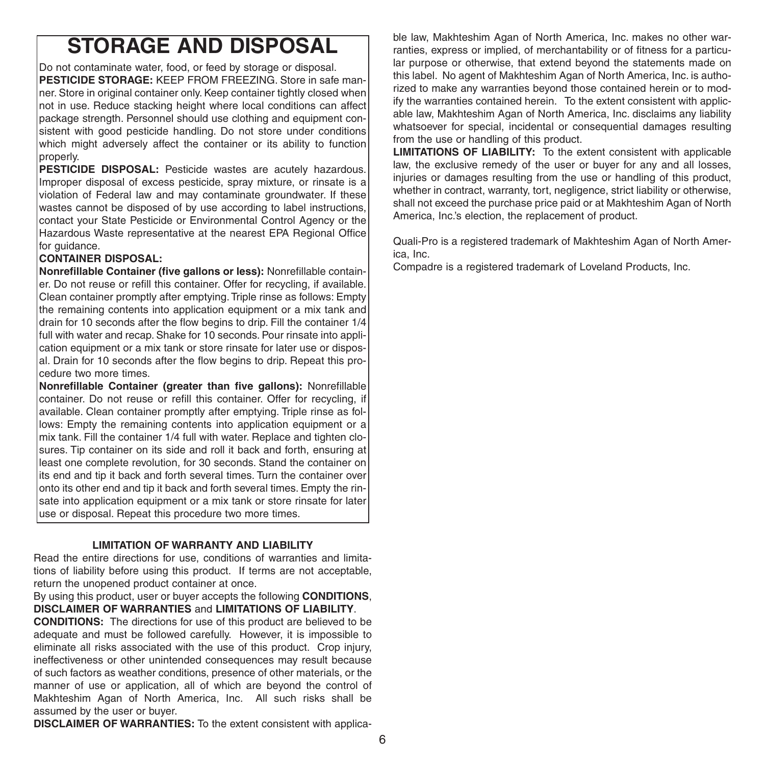# STORAGE AND DISPOSAL

Do not contaminate water, food, or feed by storage or disposal.

**PESTICIDE STORAGE:** KEEP FROM FREEZING. Store in safe manner. Store in original container only. Keep container tightly closed when not in use. Reduce stacking height where local conditions can affect package strength. Personnel should use clothing and equipment consistent with good pesticide handling. Do not store under conditions which might adversely affect the container or its ability to function properly.

**PESTICIDE DISPOSAL:** Pesticide wastes are acutely hazardous. Improper disposal of excess pesticide, spray mixture, or rinsate is a violation of Federal law and may contaminate groundwater. If these wastes cannot be disposed of by use according to label instructions, contact your State Pesticide or Environmental Control Agency or the Hazardous Waste representative at the nearest EPA Regional Office for guidance.

**CONTAINER DISPOSAL:**

**Nonrefillable Container (five gallons or less):** Nonrefillable container. Do not reuse or refill this container. Offer for recycling, if available. Clean container promptly after emptying. Triple rinse as follows: Empty the remaining contents into application equipment or a mix tank and drain for 10 seconds after the flow begins to drip. Fill the container 1/4 full with water and recap. Shake for 10 seconds. Pour rinsate into application equipment or a mix tank or store rinsate for later use or disposal. Drain for 10 seconds after the flow begins to drip. Repeat this procedure two more times.

**Nonrefillable Container (greater than five gallons):** Nonrefillable container. Do not reuse or refill this container. Offer for recycling, if available. Clean container promptly after emptying. Triple rinse as follows: Empty the remaining contents into application equipment or a mix tank. Fill the container 1/4 full with water. Replace and tighten closures. Tip container on its side and roll it back and forth, ensuring at least one complete revolution, for 30 seconds. Stand the container on its end and tip it back and forth several times. Turn the container over onto its other end and tip it back and forth several times. Empty the rinsate into application equipment or a mix tank or store rinsate for later use or disposal. Repeat this procedure two more times.

**LIMITATION OF WARRANTY AND LIABILITY**

Read the entire directions for use, conditions of warranties and limitations of liability before using this product. If terms are not acceptable, return the unopened product container at once.

By using this product, user or buyer accepts the following **CONDITIONS**, **DISCLAIMER OF WARRANTIES** and **LIMITATIONS OF LIABILITY**.

**CONDITIONS:** The directions for use of this product are believed to be adequate and must be followed carefully. However, it is impossible to eliminate all risks associated with the use of this product. Crop injury, ineffectiveness or other unintended consequences may result because of such factors as weather conditions, presence of other materials, or the manner of use or application, all of which are beyond the control of Makhteshim Agan of North America, Inc. All such risks shall be assumed by the user or buyer.

**DISCLAIMER OF WARRANTIES:** To the extent consistent with applicable law, Makhteshim Agan of North America, Inc. makes no other warranties, express or implied, of merchantability or of fitness for a particular purpose or otherwise, that extend beyond the statements made on this label. No agent of Makhteshim Agan of North America, Inc. is authorized to make any warranties beyond those contained herein or to modify the warranties contained herein. To the extent consistent with applicable law, Makhteshim Agan of North America, Inc. disclaims any liability whatsoever for special, incidental or consequential damages resulting from the use or handling of this product.

**LIMITATIONS OF LIABILITY:** To the extent consistent with applicable law, the exclusive remedy of the user or buyer for any and all losses, injuries or damages resulting from the use or handling of this product, whether in contract, warranty, tort, negligence, strict liability or otherwise, shall not exceed the purchase price paid or at Makhteshim Agan of North America, Inc.'s election, the replacement of product.

Quali-Pro is a registered trademark of Makhteshim Agan of North America, Inc.

Compadre is a registered trademark of Loveland Products, Inc.